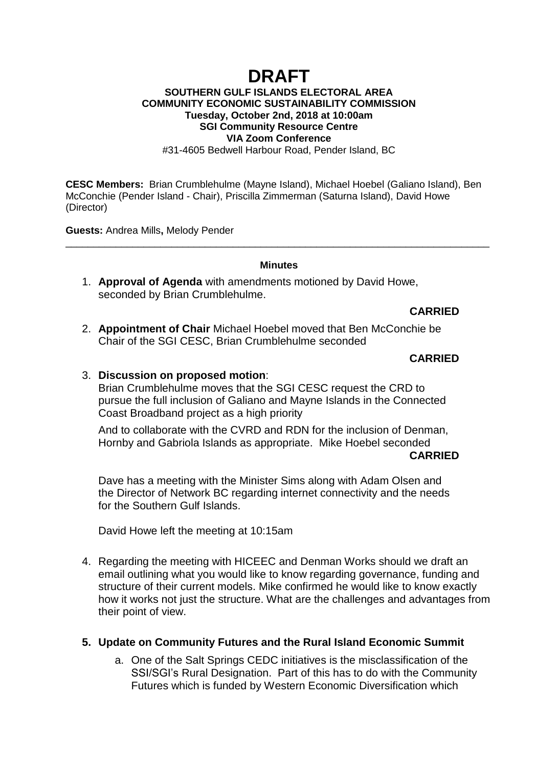# DRAFT

**SOUTHERN GULF ISLANDS ELECTORAL AREA**
**COMMUNITY ECONOMIC SUSTAINABILITY COMMISSION**
**Tuesday, October 2nd, 2018 at 10:00am**
**SGI Community Resource Centre**
**VIA Zoom Conference**
#31-4605 Bedwell Harbour Road, Pender Island, BC

**CESC Members:** Brian Crumblehulme (Mayne Island), Michael Hoebel (Galiano Island), Ben McConchie (Pender Island - Chair), Priscilla Zimmerman (Saturna Island), David Howe (Director)

**Guests:** Andrea Mills**,** Melody Pender

---

**Minutes**

1. **Approval of Agenda** with amendments motioned by David Howe, seconded by Brian Crumblehulme.

   **CARRIED**

2. **Appointment of Chair** Michael Hoebel moved that Ben McConchie be Chair of the SGI CESC, Brian Crumblehulme seconded

   **CARRIED**

3. **Discussion on proposed motion**:
   Brian Crumblehulme moves that the SGI CESC request the CRD to pursue the full inclusion of Galiano and Mayne Islands in the Connected Coast Broadband project as a high priority

   And to collaborate with the CVRD and RDN for the inclusion of Denman, Hornby and Gabriola Islands as appropriate. Mike Hoebel seconded

   **CARRIED**

   Dave has a meeting with the Minister Sims along with Adam Olsen and the Director of Network BC regarding internet connectivity and the needs for the Southern Gulf Islands.

   David Howe left the meeting at 10:15am

4. Regarding the meeting with HICEEC and Denman Works should we draft an email outlining what you would like to know regarding governance, funding and structure of their current models. Mike confirmed he would like to know exactly how it works not just the structure. What are the challenges and advantages from their point of view.

5. **Update on Community Futures and the Rural Island Economic Summit**
   a. One of the Salt Springs CEDC initiatives is the misclassification of the SSI/SGI's Rural Designation. Part of this has to do with the Community Futures which is funded by Western Economic Diversification which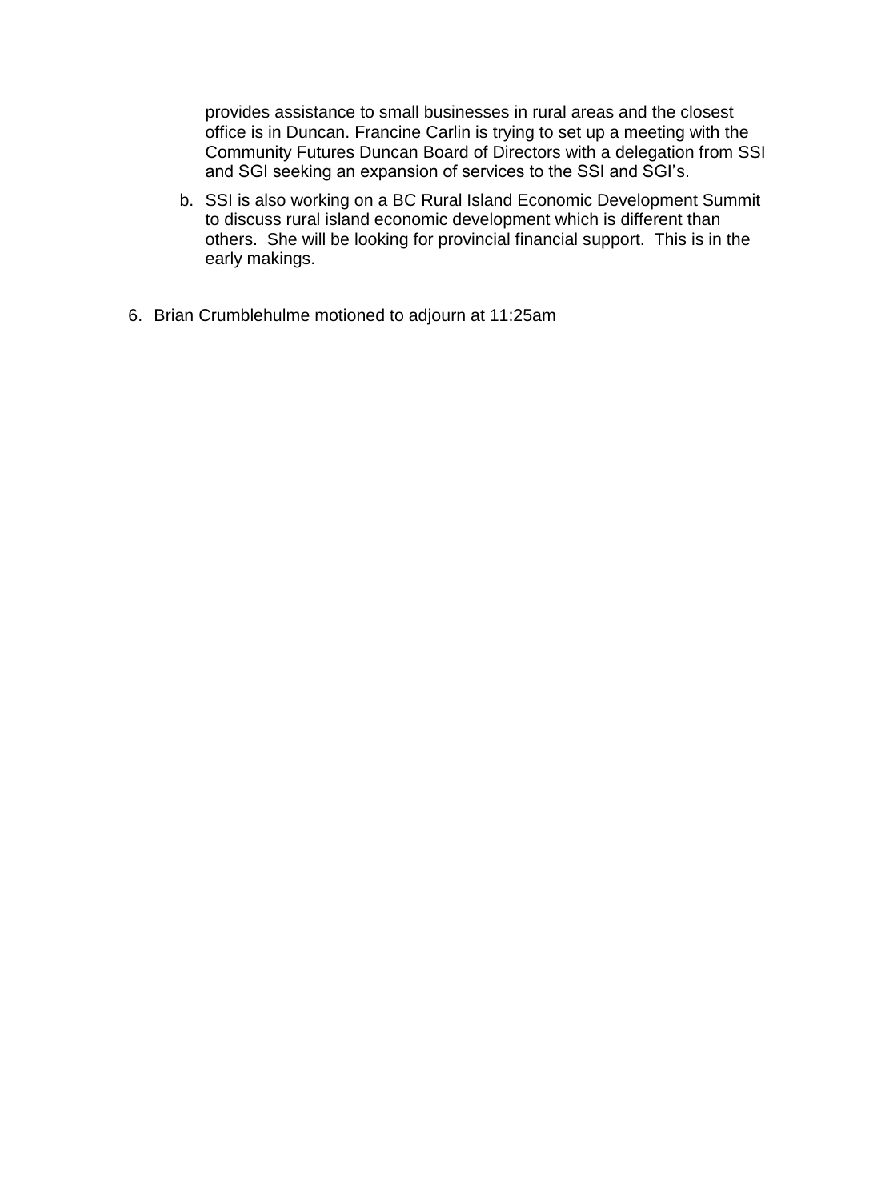provides assistance to small businesses in rural areas and the closest office is in Duncan. Francine Carlin is trying to set up a meeting with the Community Futures Duncan Board of Directors with a delegation from SSI and SGI seeking an expansion of services to the SSI and SGI's.

b. SSI is also working on a BC Rural Island Economic Development Summit to discuss rural island economic development which is different than others. She will be looking for provincial financial support. This is in the early makings.

6. Brian Crumblehulme motioned to adjourn at 11:25am